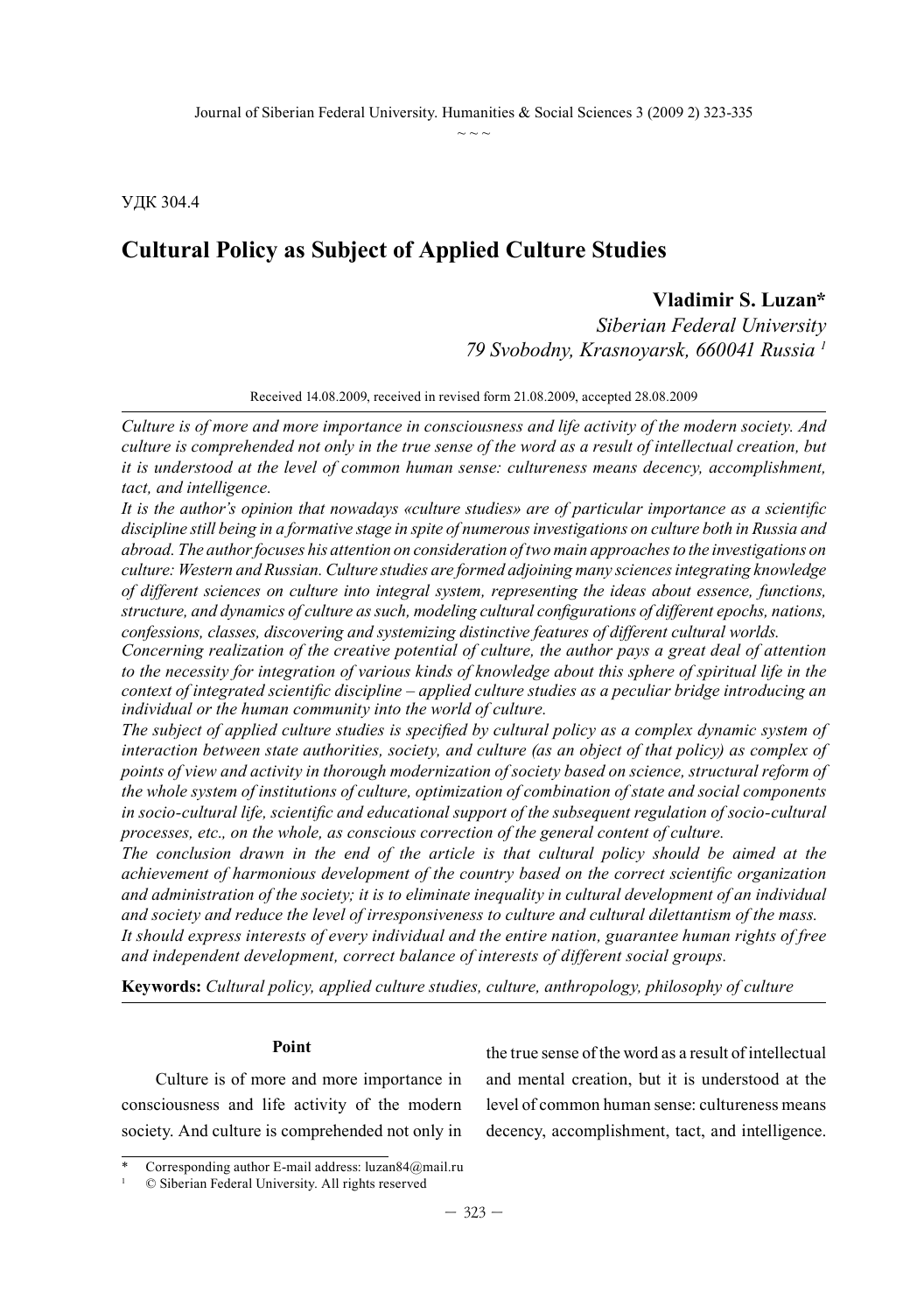УДК 304.4

# Cultural Policy as Subject of Applied Culture Studies

**Vladimir S. Luzan***

*Siberian Federal University*
*79 Svobodny, Krasnoyarsk, 660041 Russia* [1]

Received 14.08.2009, received in revised form 21.08.2009, accepted 28.08.2009

*Culture is of more and more importance in consciousness and life activity of the modern society. And culture is comprehended not only in the true sense of the word as a result of intellectual creation, but it is understood at the level of common human sense: cultureness means decency, accomplishment, tact, and intelligence.*

*It is the author's opinion that nowadays «culture studies» are of particular importance as a scientific discipline still being in a formative stage in spite of numerous investigations on culture both in Russia and abroad. The author focuses his attention on consideration of two main approaches to the investigations on culture: Western and Russian. Culture studies are formed adjoining many sciences integrating knowledge of different sciences on culture into integral system, representing the ideas about essence, functions, structure, and dynamics of culture as such, modeling cultural configurations of different epochs, nations, confessions, classes, discovering and systemizing distinctive features of different cultural worlds.*

*Concerning realization of the creative potential of culture, the author pays a great deal of attention to the necessity for integration of various kinds of knowledge about this sphere of spiritual life in the context of integrated scientific discipline – applied culture studies as a peculiar bridge introducing an individual or the human community into the world of culture.*

*The subject of applied culture studies is specified by cultural policy as a complex dynamic system of interaction between state authorities, society, and culture (as an object of that policy) as complex of points of view and activity in thorough modernization of society based on science, structural reform of the whole system of institutions of culture, optimization of combination of state and social components in socio-cultural life, scientific and educational support of the subsequent regulation of socio-cultural processes, etc., on the whole, as conscious correction of the general content of culture.*

*The conclusion drawn in the end of the article is that cultural policy should be aimed at the achievement of harmonious development of the country based on the correct scientific organization and administration of the society; it is to eliminate inequality in cultural development of an individual and society and reduce the level of irresponsiveness to culture and cultural dilettantism of the mass. It should express interests of every individual and the entire nation, guarantee human rights of free and independent development, correct balance of interests of different social groups.*

**Keywords:** *Cultural policy, applied culture studies, culture, anthropology, philosophy of culture*

## Point

Culture is of more and more importance in consciousness and life activity of the modern society. And culture is comprehended not only in the true sense of the word as a result of intellectual and mental creation, but it is understood at the level of common human sense: cultureness means decency, accomplishment, tact, and intelligence.

---

\* Corresponding author E-mail address: luzan84@mail.ru

[1] © Siberian Federal University. All rights reserved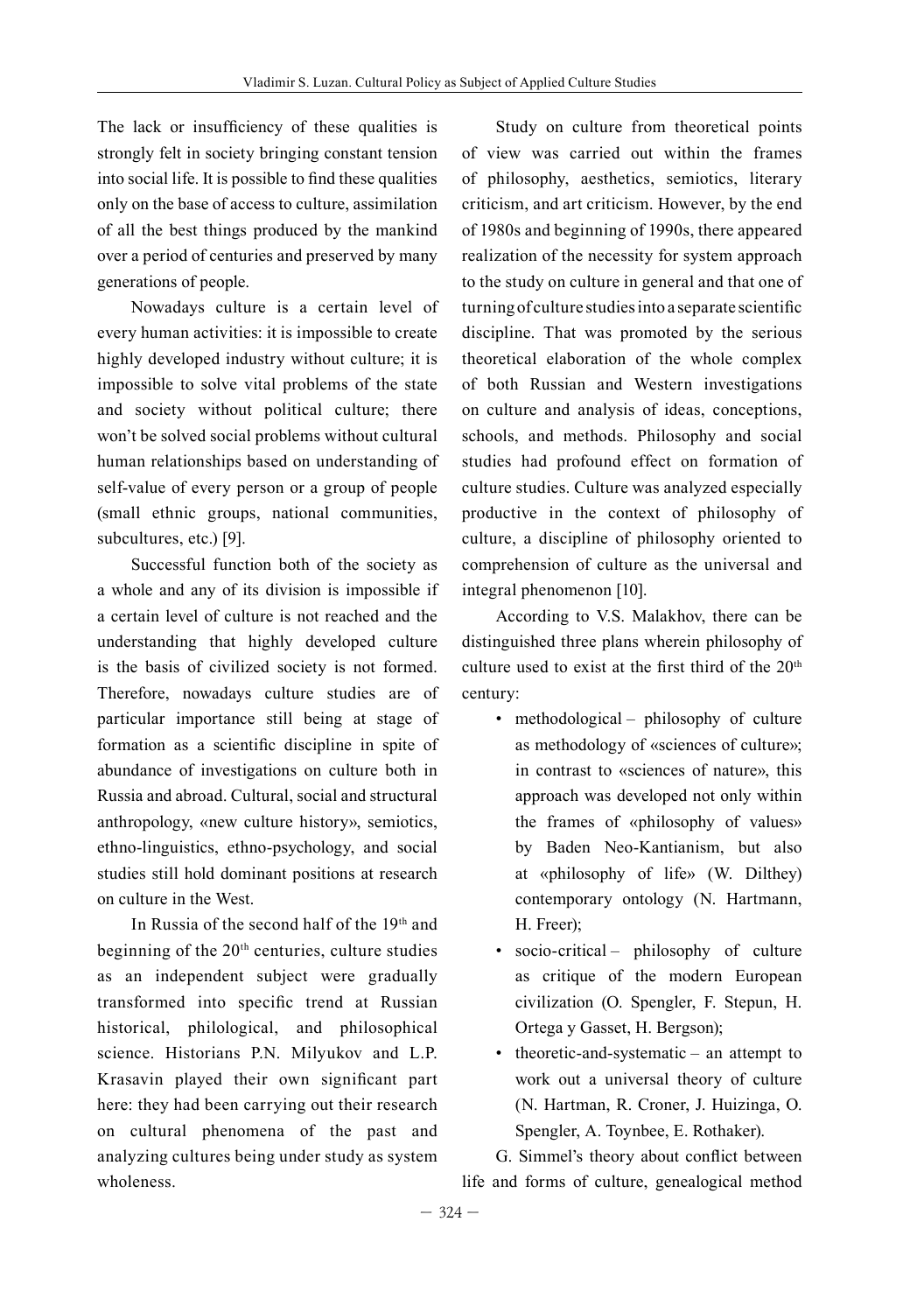The lack or insufficiency of these qualities is strongly felt in society bringing constant tension into social life. It is possible to find these qualities only on the base of access to culture, assimilation of all the best things produced by the mankind over a period of centuries and preserved by many generations of people.

Nowadays culture is a certain level of every human activities: it is impossible to create highly developed industry without culture; it is impossible to solve vital problems of the state and society without political culture; there won't be solved social problems without cultural human relationships based on understanding of self-value of every person or a group of people (small ethnic groups, national communities, subcultures, etc.) [9].

Successful function both of the society as a whole and any of its division is impossible if a certain level of culture is not reached and the understanding that highly developed culture is the basis of civilized society is not formed. Therefore, nowadays culture studies are of particular importance still being at stage of formation as a scientific discipline in spite of abundance of investigations on culture both in Russia and abroad. Cultural, social and structural anthropology, «new culture history», semiotics, ethno-linguistics, ethno-psychology, and social studies still hold dominant positions at research on culture in the West.

In Russia of the second half of the 19th and beginning of the 20th centuries, culture studies as an independent subject were gradually transformed into specific trend at Russian historical, philological, and philosophical science. Historians P.N. Milyukov and L.P. Krasavin played their own significant part here: they had been carrying out their research on cultural phenomena of the past and analyzing cultures being under study as system wholeness.

Study on culture from theoretical points of view was carried out within the frames of philosophy, aesthetics, semiotics, literary criticism, and art criticism. However, by the end of 1980s and beginning of 1990s, there appeared realization of the necessity for system approach to the study on culture in general and that one of turning of culture studies into a separate scientific discipline. That was promoted by the serious theoretical elaboration of the whole complex of both Russian and Western investigations on culture and analysis of ideas, conceptions, schools, and methods. Philosophy and social studies had profound effect on formation of culture studies. Culture was analyzed especially productive in the context of philosophy of culture, a discipline of philosophy oriented to comprehension of culture as the universal and integral phenomenon [10].

According to V.S. Malakhov, there can be distinguished three plans wherein philosophy of culture used to exist at the first third of the 20th century:

- methodological – philosophy of culture as methodology of «sciences of culture»; in contrast to «sciences of nature», this approach was developed not only within the frames of «philosophy of values» by Baden Neo-Kantianism, but also at «philosophy of life» (W. Dilthey) contemporary ontology (N. Hartmann, H. Freer);
- socio-critical – philosophy of culture as critique of the modern European civilization (O. Spengler, F. Stepun, H. Ortega y Gasset, H. Bergson);
- theoretic-and-systematic – an attempt to work out a universal theory of culture (N. Hartman, R. Croner, J. Huizinga, O. Spengler, A. Toynbee, E. Rothaker).

G. Simmel's theory about conflict between life and forms of culture, genealogical method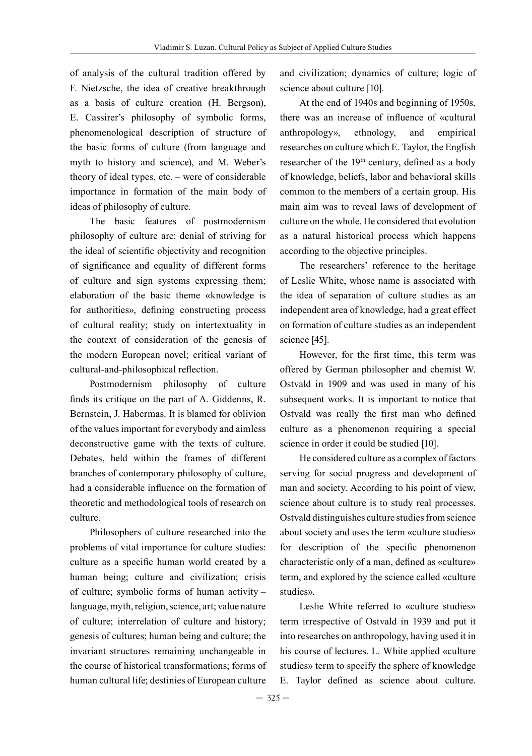of analysis of the cultural tradition offered by F. Nietzsche, the idea of creative breakthrough as a basis of culture creation (H. Bergson), E. Cassirer's philosophy of symbolic forms, phenomenological description of structure of the basic forms of culture (from language and myth to history and science), and M. Weber's theory of ideal types, etc. – were of considerable importance in formation of the main body of ideas of philosophy of culture.

The basic features of postmodernism philosophy of culture are: denial of striving for the ideal of scientific objectivity and recognition of significance and equality of different forms of culture and sign systems expressing them; elaboration of the basic theme «knowledge is for authorities», defining constructing process of cultural reality; study on intertextuality in the context of consideration of the genesis of the modern European novel; critical variant of cultural-and-philosophical reflection.

Postmodernism philosophy of culture finds its critique on the part of A. Giddenns, R. Bernstein, J. Habermas. It is blamed for oblivion of the values important for everybody and aimless deconstructive game with the texts of culture. Debates, held within the frames of different branches of contemporary philosophy of culture, had a considerable influence on the formation of theoretic and methodological tools of research on culture.

Philosophers of culture researched into the problems of vital importance for culture studies: culture as a specific human world created by a human being; culture and civilization; crisis of culture; symbolic forms of human activity – language, myth, religion, science, art; value nature of culture; interrelation of culture and history; genesis of cultures; human being and culture; the invariant structures remaining unchangeable in the course of historical transformations; forms of human cultural life; destinies of European culture and civilization; dynamics of culture; logic of science about culture [10].

At the end of 1940s and beginning of 1950s, there was an increase of influence of «cultural anthropology», ethnology, and empirical researches on culture which E. Taylor, the English researcher of the 19th century, defined as a body of knowledge, beliefs, labor and behavioral skills common to the members of a certain group. His main aim was to reveal laws of development of culture on the whole. He considered that evolution as a natural historical process which happens according to the objective principles.

The researchers' reference to the heritage of Leslie White, whose name is associated with the idea of separation of culture studies as an independent area of knowledge, had a great effect on formation of culture studies as an independent science [45].

However, for the first time, this term was offered by German philosopher and chemist W. Ostvald in 1909 and was used in many of his subsequent works. It is important to notice that Ostvald was really the first man who defined culture as a phenomenon requiring a special science in order it could be studied [10].

He considered culture as a complex of factors serving for social progress and development of man and society. According to his point of view, science about culture is to study real processes. Ostvald distinguishes culture studies from science about society and uses the term «culture studies» for description of the specific phenomenon characteristic only of a man, defined as «culture» term, and explored by the science called «culture studies».

Leslie White referred to «culture studies» term irrespective of Ostvald in 1939 and put it into researches on anthropology, having used it in his course of lectures. L. White applied «culture studies» term to specify the sphere of knowledge E. Taylor defined as science about culture.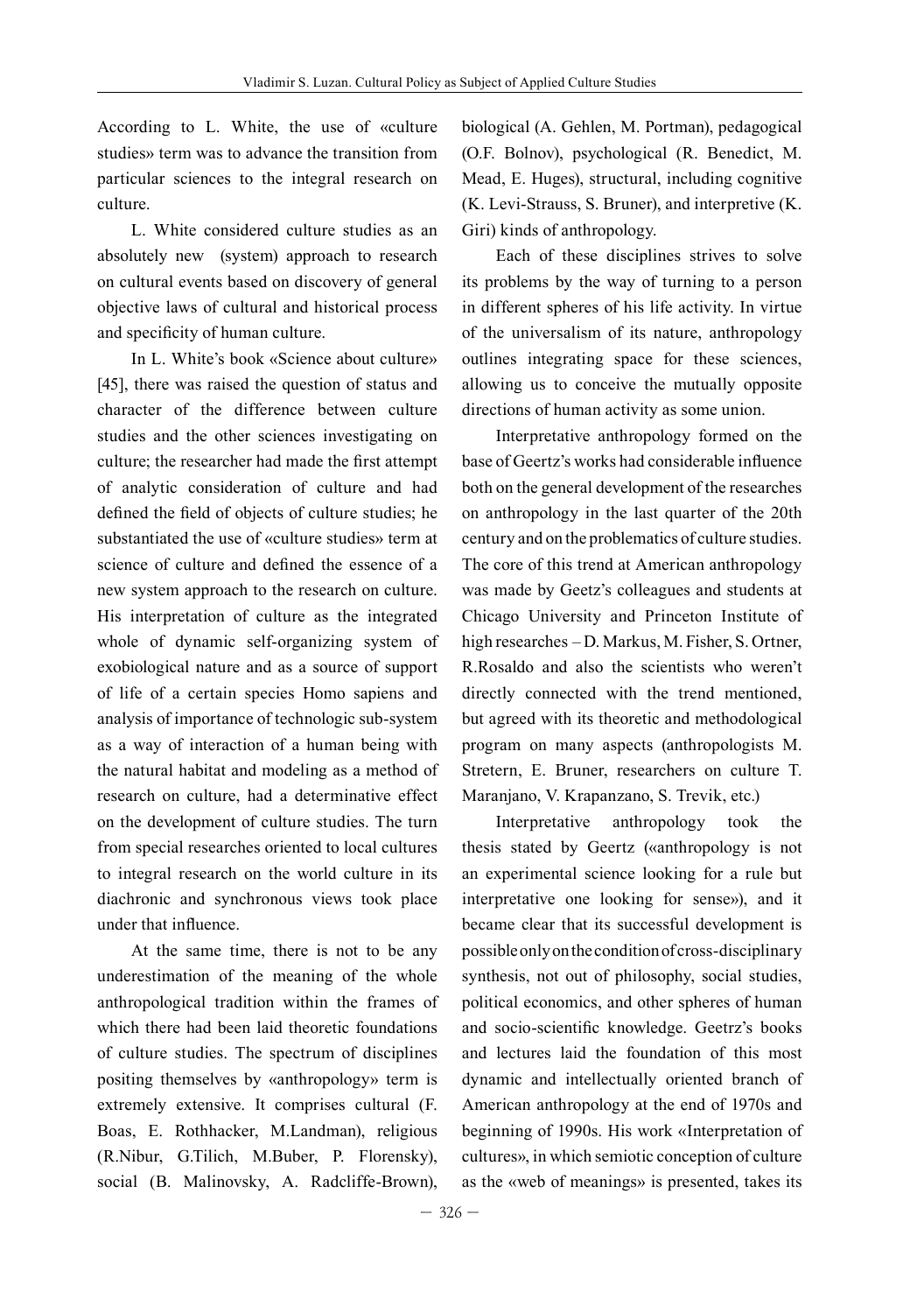According to L. White, the use of «culture studies» term was to advance the transition from particular sciences to the integral research on culture.

L. White considered culture studies as an absolutely new (system) approach to research on cultural events based on discovery of general objective laws of cultural and historical process and specificity of human culture.

In L. White's book «Science about culture» [45], there was raised the question of status and character of the difference between culture studies and the other sciences investigating on culture; the researcher had made the first attempt of analytic consideration of culture and had defined the field of objects of culture studies; he substantiated the use of «culture studies» term at science of culture and defined the essence of a new system approach to the research on culture. His interpretation of culture as the integrated whole of dynamic self-organizing system of exobiological nature and as a source of support of life of a certain species Homo sapiens and analysis of importance of technologic sub-system as a way of interaction of a human being with the natural habitat and modeling as a method of research on culture, had a determinative effect on the development of culture studies. The turn from special researches oriented to local cultures to integral research on the world culture in its diachronic and synchronous views took place under that influence.

At the same time, there is not to be any underestimation of the meaning of the whole anthropological tradition within the frames of which there had been laid theoretic foundations of culture studies. The spectrum of disciplines positing themselves by «anthropology» term is extremely extensive. It comprises cultural (F. Boas, E. Rothhacker, M.Landman), religious (R.Nibur, G.Tilich, M.Buber, P. Florensky), social (B. Malinovsky, A. Radcliffe-Brown), biological (A. Gehlen, M. Portman), pedagogical (O.F. Bolnov), psychological (R. Benedict, M. Mead, E. Huges), structural, including cognitive (K. Levi-Strauss, S. Bruner), and interpretive (K. Giri) kinds of anthropology.

Each of these disciplines strives to solve its problems by the way of turning to a person in different spheres of his life activity. In virtue of the universalism of its nature, anthropology outlines integrating space for these sciences, allowing us to conceive the mutually opposite directions of human activity as some union.

Interpretative anthropology formed on the base of Geertz's works had considerable influence both on the general development of the researches on anthropology in the last quarter of the 20th century and on the problematics of culture studies. The core of this trend at American anthropology was made by Geetz's colleagues and students at Chicago University and Princeton Institute of high researches – D. Markus, M. Fisher, S. Ortner, R.Rosaldo and also the scientists who weren't directly connected with the trend mentioned, but agreed with its theoretic and methodological program on many aspects (anthropologists M. Stretern, E. Bruner, researchers on culture T. Maranjano, V. Krapanzano, S. Trevik, etc.)

Interpretative anthropology took the thesis stated by Geertz («anthropology is not an experimental science looking for a rule but interpretative one looking for sense»), and it became clear that its successful development is possible only on the condition of cross-disciplinary synthesis, not out of philosophy, social studies, political economics, and other spheres of human and socio-scientific knowledge. Geetrz's books and lectures laid the foundation of this most dynamic and intellectually oriented branch of American anthropology at the end of 1970s and beginning of 1990s. His work «Interpretation of cultures», in which semiotic conception of culture as the «web of meanings» is presented, takes its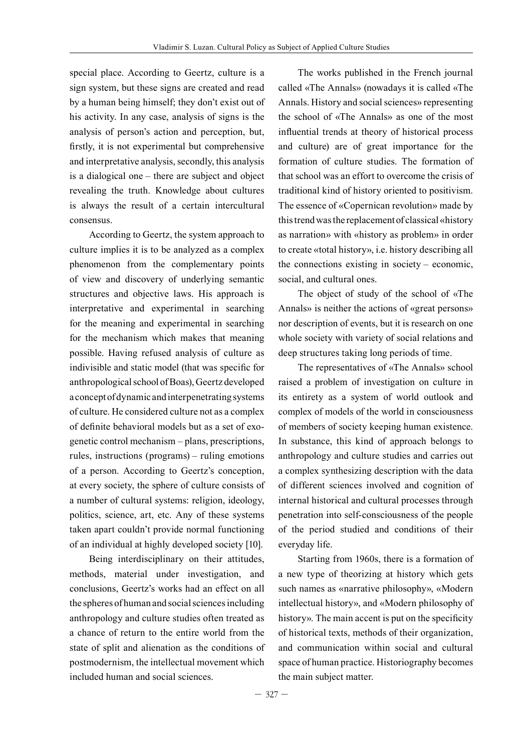special place. According to Geertz, culture is a sign system, but these signs are created and read by a human being himself; they don't exist out of his activity. In any case, analysis of signs is the analysis of person's action and perception, but, firstly, it is not experimental but comprehensive and interpretative analysis, secondly, this analysis is a dialogical one – there are subject and object revealing the truth. Knowledge about cultures is always the result of a certain intercultural consensus.

According to Geertz, the system approach to culture implies it is to be analyzed as a complex phenomenon from the complementary points of view and discovery of underlying semantic structures and objective laws. His approach is interpretative and experimental in searching for the meaning and experimental in searching for the mechanism which makes that meaning possible. Having refused analysis of culture as indivisible and static model (that was specific for anthropological school of Boas), Geertz developed a concept of dynamic and interpenetrating systems of culture. He considered culture not as a complex of definite behavioral models but as a set of exogenetic control mechanism – plans, prescriptions, rules, instructions (programs) – ruling emotions of a person. According to Geertz's conception, at every society, the sphere of culture consists of a number of cultural systems: religion, ideology, politics, science, art, etc. Any of these systems taken apart couldn't provide normal functioning of an individual at highly developed society [10].

Being interdisciplinary on their attitudes, methods, material under investigation, and conclusions, Geertz's works had an effect on all the spheres of human and social sciences including anthropology and culture studies often treated as a chance of return to the entire world from the state of split and alienation as the conditions of postmodernism, the intellectual movement which included human and social sciences.

The works published in the French journal called «The Annals» (nowadays it is called «The Annals. History and social sciences» representing the school of «The Annals» as one of the most influential trends at theory of historical process and culture) are of great importance for the formation of culture studies. The formation of that school was an effort to overcome the crisis of traditional kind of history oriented to positivism. The essence of «Copernican revolution» made by this trend was the replacement of classical «history as narration» with «history as problem» in order to create «total history», i.e. history describing all the connections existing in society – economic, social, and cultural ones.

The object of study of the school of «The Annals» is neither the actions of «great persons» nor description of events, but it is research on one whole society with variety of social relations and deep structures taking long periods of time.

The representatives of «The Annals» school raised a problem of investigation on culture in its entirety as a system of world outlook and complex of models of the world in consciousness of members of society keeping human existence. In substance, this kind of approach belongs to anthropology and culture studies and carries out a complex synthesizing description with the data of different sciences involved and cognition of internal historical and cultural processes through penetration into self-consciousness of the people of the period studied and conditions of their everyday life.

Starting from 1960s, there is a formation of a new type of theorizing at history which gets such names as «narrative philosophy», «Modern intellectual history», and «Modern philosophy of history». The main accent is put on the specificity of historical texts, methods of their organization, and communication within social and cultural space of human practice. Historiography becomes the main subject matter.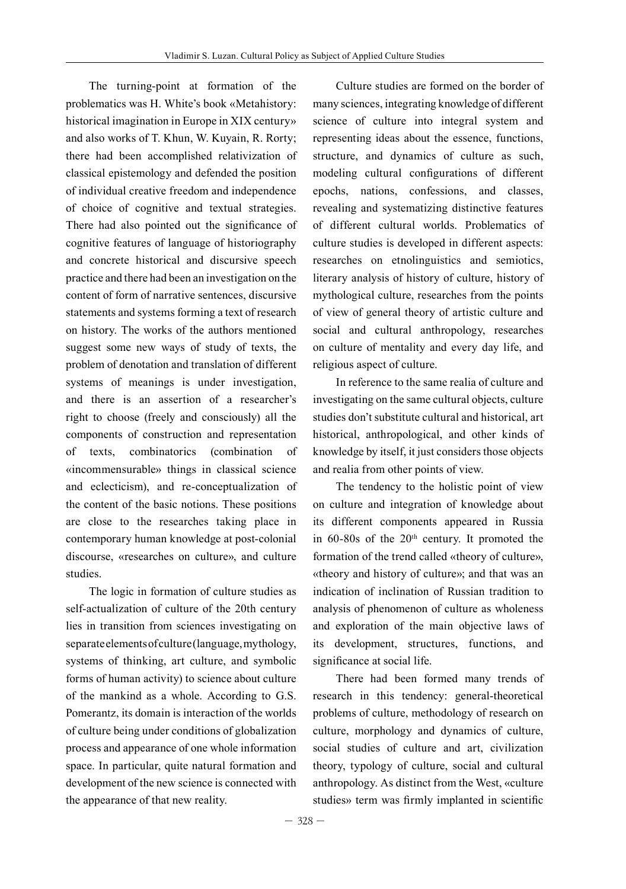The turning-point at formation of the problematics was H. White's book «Metahistory: historical imagination in Europe in XIX century» and also works of T. Khun, W. Kuyain, R. Rorty; there had been accomplished relativization of classical epistemology and defended the position of individual creative freedom and independence of choice of cognitive and textual strategies. There had also pointed out the significance of cognitive features of language of historiography and concrete historical and discursive speech practice and there had been an investigation on the content of form of narrative sentences, discursive statements and systems forming a text of research on history. The works of the authors mentioned suggest some new ways of study of texts, the problem of denotation and translation of different systems of meanings is under investigation, and there is an assertion of a researcher's right to choose (freely and consciously) all the components of construction and representation of texts, combinatorics (combination of «incommensurable» things in classical science and eclecticism), and re-conceptualization of the content of the basic notions. These positions are close to the researches taking place in contemporary human knowledge at post-colonial discourse, «researches on culture», and culture studies.

The logic in formation of culture studies as self-actualization of culture of the 20th century lies in transition from sciences investigating on separate elements of culture (language, mythology, systems of thinking, art culture, and symbolic forms of human activity) to science about culture of the mankind as a whole. According to G.S. Pomerantz, its domain is interaction of the worlds of culture being under conditions of globalization process and appearance of one whole information space. In particular, quite natural formation and development of the new science is connected with the appearance of that new reality.

Culture studies are formed on the border of many sciences, integrating knowledge of different science of culture into integral system and representing ideas about the essence, functions, structure, and dynamics of culture as such, modeling cultural configurations of different epochs, nations, confessions, and classes, revealing and systematizing distinctive features of different cultural worlds. Problematics of culture studies is developed in different aspects: researches on etnolinguistics and semiotics, literary analysis of history of culture, history of mythological culture, researches from the points of view of general theory of artistic culture and social and cultural anthropology, researches on culture of mentality and every day life, and religious aspect of culture.

In reference to the same realia of culture and investigating on the same cultural objects, culture studies don't substitute cultural and historical, art historical, anthropological, and other kinds of knowledge by itself, it just considers those objects and realia from other points of view.

The tendency to the holistic point of view on culture and integration of knowledge about its different components appeared in Russia in 60-80s of the 20th century. It promoted the formation of the trend called «theory of culture», «theory and history of culture»; and that was an indication of inclination of Russian tradition to analysis of phenomenon of culture as wholeness and exploration of the main objective laws of its development, structures, functions, and significance at social life.

There had been formed many trends of research in this tendency: general-theoretical problems of culture, methodology of research on culture, morphology and dynamics of culture, social studies of culture and art, civilization theory, typology of culture, social and cultural anthropology. As distinct from the West, «culture studies» term was firmly implanted in scientific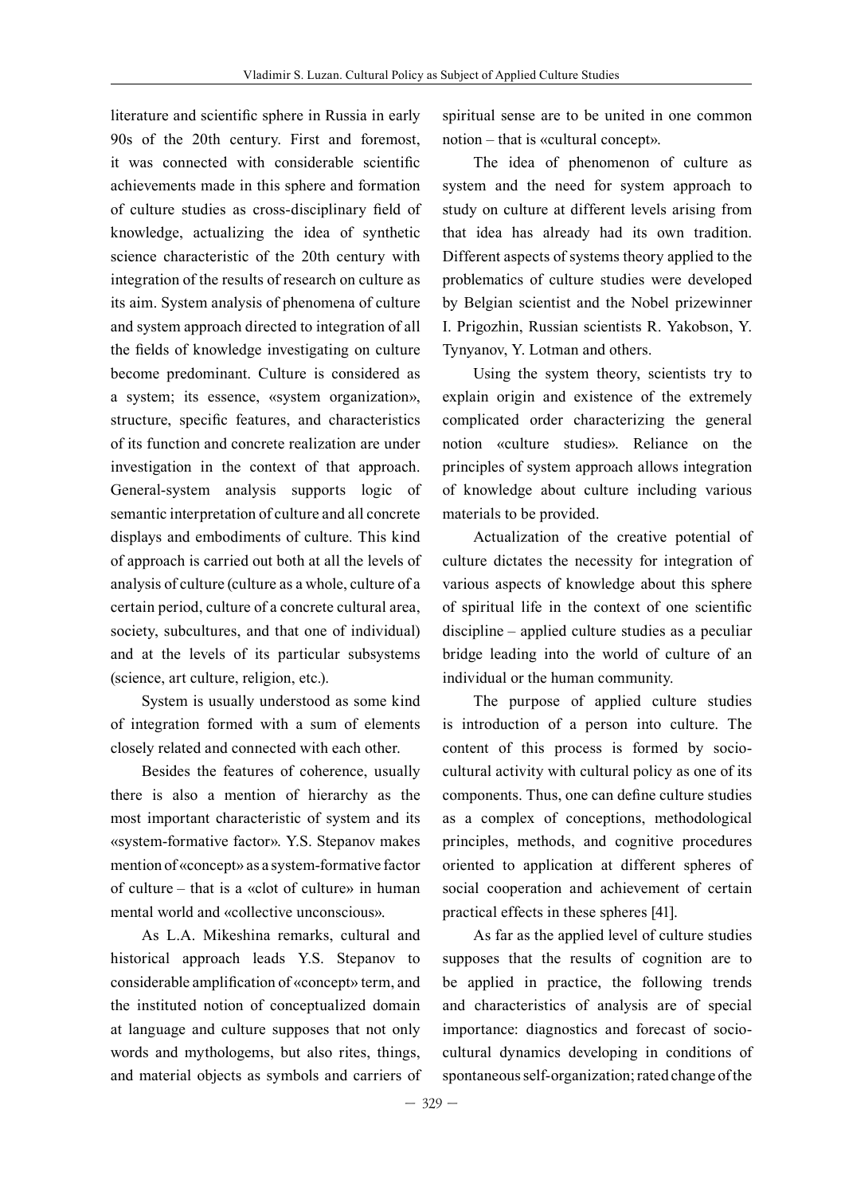literature and scientific sphere in Russia in early 90s of the 20th century. First and foremost, it was connected with considerable scientific achievements made in this sphere and formation of culture studies as cross-disciplinary field of knowledge, actualizing the idea of synthetic science characteristic of the 20th century with integration of the results of research on culture as its aim. System analysis of phenomena of culture and system approach directed to integration of all the fields of knowledge investigating on culture become predominant. Culture is considered as a system; its essence, «system organization», structure, specific features, and characteristics of its function and concrete realization are under investigation in the context of that approach. General-system analysis supports logic of semantic interpretation of culture and all concrete displays and embodiments of culture. This kind of approach is carried out both at all the levels of analysis of culture (culture as a whole, culture of a certain period, culture of a concrete cultural area, society, subcultures, and that one of individual) and at the levels of its particular subsystems (science, art culture, religion, etc.).

System is usually understood as some kind of integration formed with a sum of elements closely related and connected with each other.

Besides the features of coherence, usually there is also a mention of hierarchy as the most important characteristic of system and its «system-formative factor». Y.S. Stepanov makes mention of «concept» as a system-formative factor of culture – that is a «clot of culture» in human mental world and «collective unconscious».

As L.A. Mikeshina remarks, cultural and historical approach leads Y.S. Stepanov to considerable amplification of «concept» term, and the instituted notion of conceptualized domain at language and culture supposes that not only words and mythologems, but also rites, things, and material objects as symbols and carriers of spiritual sense are to be united in one common notion – that is «cultural concept».

The idea of phenomenon of culture as system and the need for system approach to study on culture at different levels arising from that idea has already had its own tradition. Different aspects of systems theory applied to the problematics of culture studies were developed by Belgian scientist and the Nobel prizewinner I. Prigozhin, Russian scientists R. Yakobson, Y. Tynyanov, Y. Lotman and others.

Using the system theory, scientists try to explain origin and existence of the extremely complicated order characterizing the general notion «culture studies». Reliance on the principles of system approach allows integration of knowledge about culture including various materials to be provided.

Actualization of the creative potential of culture dictates the necessity for integration of various aspects of knowledge about this sphere of spiritual life in the context of one scientific discipline – applied culture studies as a peculiar bridge leading into the world of culture of an individual or the human community.

The purpose of applied culture studies is introduction of a person into culture. The content of this process is formed by socio-cultural activity with cultural policy as one of its components. Thus, one can define culture studies as a complex of conceptions, methodological principles, methods, and cognitive procedures oriented to application at different spheres of social cooperation and achievement of certain practical effects in these spheres [41].

As far as the applied level of culture studies supposes that the results of cognition are to be applied in practice, the following trends and characteristics of analysis are of special importance: diagnostics and forecast of socio-cultural dynamics developing in conditions of spontaneous self-organization; rated change of the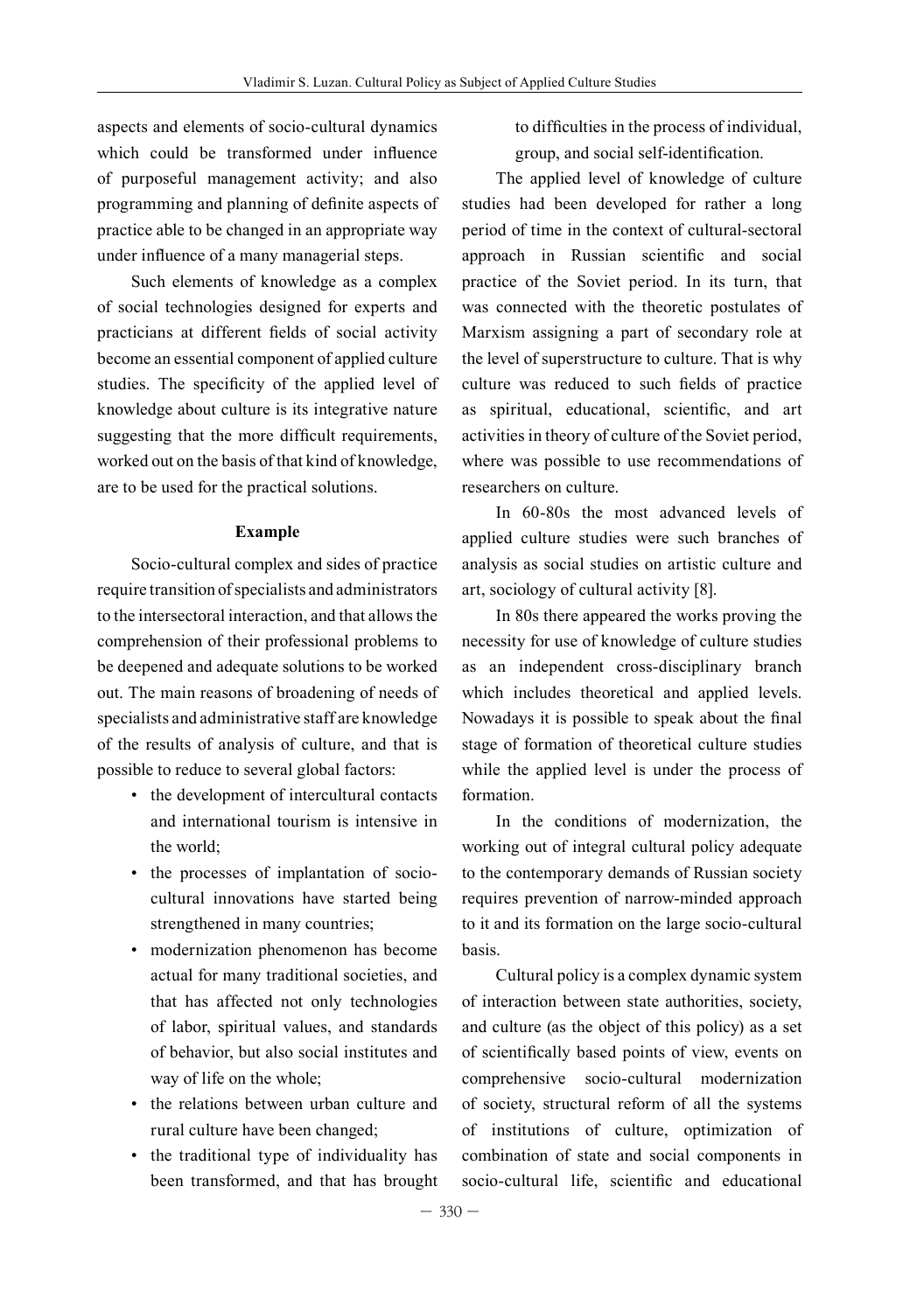aspects and elements of socio-cultural dynamics which could be transformed under influence of purposeful management activity; and also programming and planning of definite aspects of practice able to be changed in an appropriate way under influence of a many managerial steps.

Such elements of knowledge as a complex of social technologies designed for experts and practicians at different fields of social activity become an essential component of applied culture studies. The specificity of the applied level of knowledge about culture is its integrative nature suggesting that the more difficult requirements, worked out on the basis of that kind of knowledge, are to be used for the practical solutions.

**Example**

Socio-cultural complex and sides of practice require transition of specialists and administrators to the intersectoral interaction, and that allows the comprehension of their professional problems to be deepened and adequate solutions to be worked out. The main reasons of broadening of needs of specialists and administrative staff are knowledge of the results of analysis of culture, and that is possible to reduce to several global factors:

- the development of intercultural contacts and international tourism is intensive in the world;
- the processes of implantation of socio-cultural innovations have started being strengthened in many countries;
- modernization phenomenon has become actual for many traditional societies, and that has affected not only technologies of labor, spiritual values, and standards of behavior, but also social institutes and way of life on the whole;
- the relations between urban culture and rural culture have been changed;
- the traditional type of individuality has been transformed, and that has brought to difficulties in the process of individual, group, and social self-identification.

The applied level of knowledge of culture studies had been developed for rather a long period of time in the context of cultural-sectoral approach in Russian scientific and social practice of the Soviet period. In its turn, that was connected with the theoretic postulates of Marxism assigning a part of secondary role at the level of superstructure to culture. That is why culture was reduced to such fields of practice as spiritual, educational, scientific, and art activities in theory of culture of the Soviet period, where was possible to use recommendations of researchers on culture.

In 60-80s the most advanced levels of applied culture studies were such branches of analysis as social studies on artistic culture and art, sociology of cultural activity [8].

In 80s there appeared the works proving the necessity for use of knowledge of culture studies as an independent cross-disciplinary branch which includes theoretical and applied levels. Nowadays it is possible to speak about the final stage of formation of theoretical culture studies while the applied level is under the process of formation.

In the conditions of modernization, the working out of integral cultural policy adequate to the contemporary demands of Russian society requires prevention of narrow-minded approach to it and its formation on the large socio-cultural basis.

Cultural policy is a complex dynamic system of interaction between state authorities, society, and culture (as the object of this policy) as a set of scientifically based points of view, events on comprehensive socio-cultural modernization of society, structural reform of all the systems of institutions of culture, optimization of combination of state and social components in socio-cultural life, scientific and educational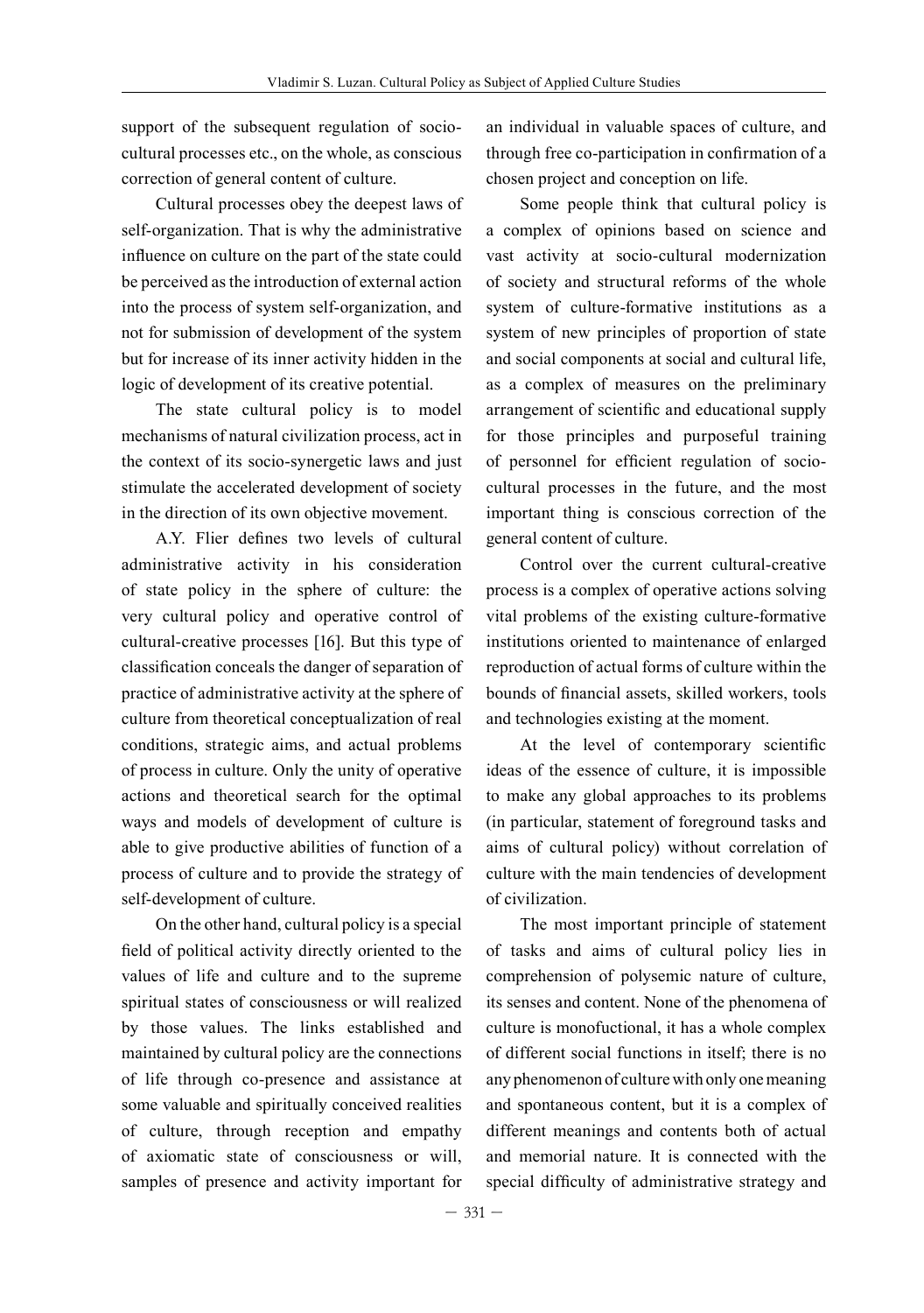support of the subsequent regulation of socio-cultural processes etc., on the whole, as conscious correction of general content of culture.

Cultural processes obey the deepest laws of self-organization. That is why the administrative influence on culture on the part of the state could be perceived as the introduction of external action into the process of system self-organization, and not for submission of development of the system but for increase of its inner activity hidden in the logic of development of its creative potential.

The state cultural policy is to model mechanisms of natural civilization process, act in the context of its socio-synergetic laws and just stimulate the accelerated development of society in the direction of its own objective movement.

A.Y. Flier defines two levels of cultural administrative activity in his consideration of state policy in the sphere of culture: the very cultural policy and operative control of cultural-creative processes [16]. But this type of classification conceals the danger of separation of practice of administrative activity at the sphere of culture from theoretical conceptualization of real conditions, strategic aims, and actual problems of process in culture. Only the unity of operative actions and theoretical search for the optimal ways and models of development of culture is able to give productive abilities of function of a process of culture and to provide the strategy of self-development of culture.

On the other hand, cultural policy is a special field of political activity directly oriented to the values of life and culture and to the supreme spiritual states of consciousness or will realized by those values. The links established and maintained by cultural policy are the connections of life through co-presence and assistance at some valuable and spiritually conceived realities of culture, through reception and empathy of axiomatic state of consciousness or will, samples of presence and activity important for an individual in valuable spaces of culture, and through free co-participation in confirmation of a chosen project and conception on life.

Some people think that cultural policy is a complex of opinions based on science and vast activity at socio-cultural modernization of society and structural reforms of the whole system of culture-formative institutions as a system of new principles of proportion of state and social components at social and cultural life, as a complex of measures on the preliminary arrangement of scientific and educational supply for those principles and purposeful training of personnel for efficient regulation of socio-cultural processes in the future, and the most important thing is conscious correction of the general content of culture.

Control over the current cultural-creative process is a complex of operative actions solving vital problems of the existing culture-formative institutions oriented to maintenance of enlarged reproduction of actual forms of culture within the bounds of financial assets, skilled workers, tools and technologies existing at the moment.

At the level of contemporary scientific ideas of the essence of culture, it is impossible to make any global approaches to its problems (in particular, statement of foreground tasks and aims of cultural policy) without correlation of culture with the main tendencies of development of civilization.

The most important principle of statement of tasks and aims of cultural policy lies in comprehension of polysemic nature of culture, its senses and content. None of the phenomena of culture is monofuctional, it has a whole complex of different social functions in itself; there is no any phenomenon of culture with only one meaning and spontaneous content, but it is a complex of different meanings and contents both of actual and memorial nature. It is connected with the special difficulty of administrative strategy and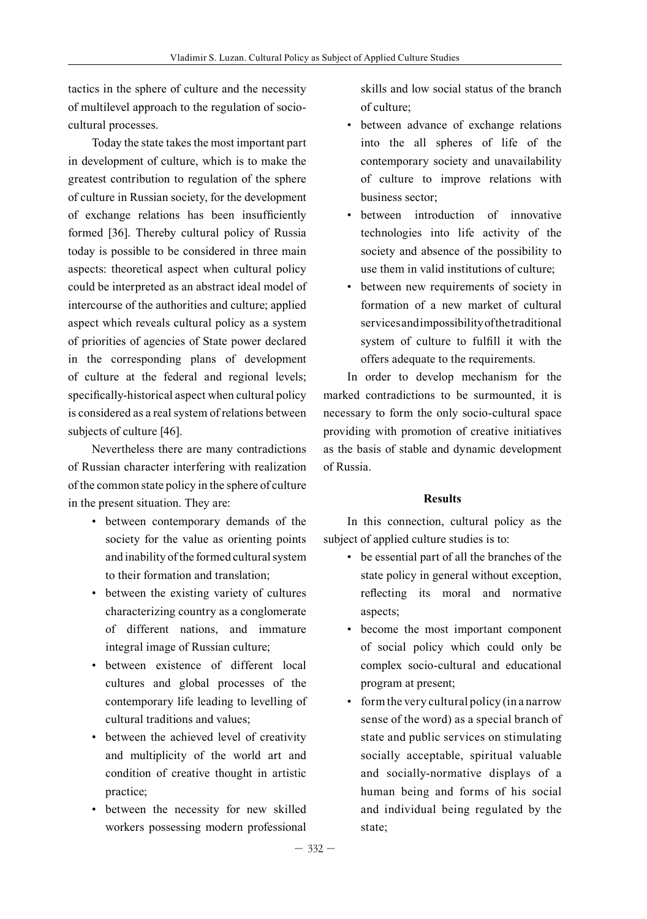tactics in the sphere of culture and the necessity of multilevel approach to the regulation of socio-cultural processes.

Today the state takes the most important part in development of culture, which is to make the greatest contribution to regulation of the sphere of culture in Russian society, for the development of exchange relations has been insufficiently formed [36]. Thereby cultural policy of Russia today is possible to be considered in three main aspects: theoretical aspect when cultural policy could be interpreted as an abstract ideal model of intercourse of the authorities and culture; applied aspect which reveals cultural policy as a system of priorities of agencies of State power declared in the corresponding plans of development of culture at the federal and regional levels; specifically-historical aspect when cultural policy is considered as a real system of relations between subjects of culture [46].

Nevertheless there are many contradictions of Russian character interfering with realization of the common state policy in the sphere of culture in the present situation. They are:

- between contemporary demands of the society for the value as orienting points and inability of the formed cultural system to their formation and translation;
- between the existing variety of cultures characterizing country as a conglomerate of different nations, and immature integral image of Russian culture;
- between existence of different local cultures and global processes of the contemporary life leading to levelling of cultural traditions and values;
- between the achieved level of creativity and multiplicity of the world art and condition of creative thought in artistic practice;
- between the necessity for new skilled workers possessing modern professional skills and low social status of the branch of culture;
- between advance of exchange relations into the all spheres of life of the contemporary society and unavailability of culture to improve relations with business sector;
- between introduction of innovative technologies into life activity of the society and absence of the possibility to use them in valid institutions of culture;
- between new requirements of society in formation of a new market of cultural services and impossibility of the traditional system of culture to fulfill it with the offers adequate to the requirements.

In order to develop mechanism for the marked contradictions to be surmounted, it is necessary to form the only socio-cultural space providing with promotion of creative initiatives as the basis of stable and dynamic development of Russia.

## Results

In this connection, cultural policy as the subject of applied culture studies is to:

- be essential part of all the branches of the state policy in general without exception, reflecting its moral and normative aspects;
- become the most important component of social policy which could only be complex socio-cultural and educational program at present;
- form the very cultural policy (in a narrow sense of the word) as a special branch of state and public services on stimulating socially acceptable, spiritual valuable and socially-normative displays of a human being and forms of his social and individual being regulated by the state;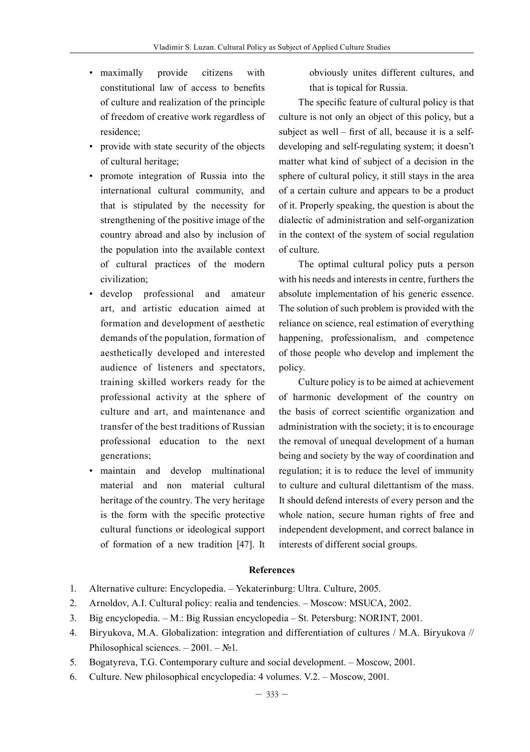- maximally provide citizens with constitutional law of access to benefits of culture and realization of the principle of freedom of creative work regardless of residence;
- provide with state security of the objects of cultural heritage;
- promote integration of Russia into the international cultural community, and that is stipulated by the necessity for strengthening of the positive image of the country abroad and also by inclusion of the population into the available context of cultural practices of the modern civilization;
- develop professional and amateur art, and artistic education aimed at formation and development of aesthetic demands of the population, formation of aesthetically developed and interested audience of listeners and spectators, training skilled workers ready for the professional activity at the sphere of culture and art, and maintenance and transfer of the best traditions of Russian professional education to the next generations;
- maintain and develop multinational material and non material cultural heritage of the country. The very heritage is the form with the specific protective cultural functions or ideological support of formation of a new tradition [47]. It obviously unites different cultures, and that is topical for Russia.

The specific feature of cultural policy is that culture is not only an object of this policy, but a subject as well – first of all, because it is a self-developing and self-regulating system; it doesn't matter what kind of subject of a decision in the sphere of cultural policy, it still stays in the area of a certain culture and appears to be a product of it. Properly speaking, the question is about the dialectic of administration and self-organization in the context of the system of social regulation of culture.

The optimal cultural policy puts a person with his needs and interests in centre, furthers the absolute implementation of his generic essence. The solution of such problem is provided with the reliance on science, real estimation of everything happening, professionalism, and competence of those people who develop and implement the policy.

Culture policy is to be aimed at achievement of harmonic development of the country on the basis of correct scientific organization and administration with the society; it is to encourage the removal of unequal development of a human being and society by the way of coordination and regulation; it is to reduce the level of immunity to culture and cultural dilettantism of the mass. It should defend interests of every person and the whole nation, secure human rights of free and independent development, and correct balance in interests of different social groups.

## References

1. Alternative culture: Encyclopedia. – Yekaterinburg: Ultra. Culture, 2005.
2. Arnoldov, A.I. Cultural policy: realia and tendencies. – Moscow: MSUCA, 2002.
3. Big encyclopedia. – M.: Big Russian encyclopedia – St. Petersburg: NORINT, 2001.
4. Biryukova, M.A. Globalization: integration and differentiation of cultures / M.A. Biryukova // Philosophical sciences. – 2001. – №1.
5. Bogatyreva, T.G. Contemporary culture and social development. – Moscow, 2001.
6. Culture. New philosophical encyclopedia: 4 volumes. V.2. – Moscow, 2001.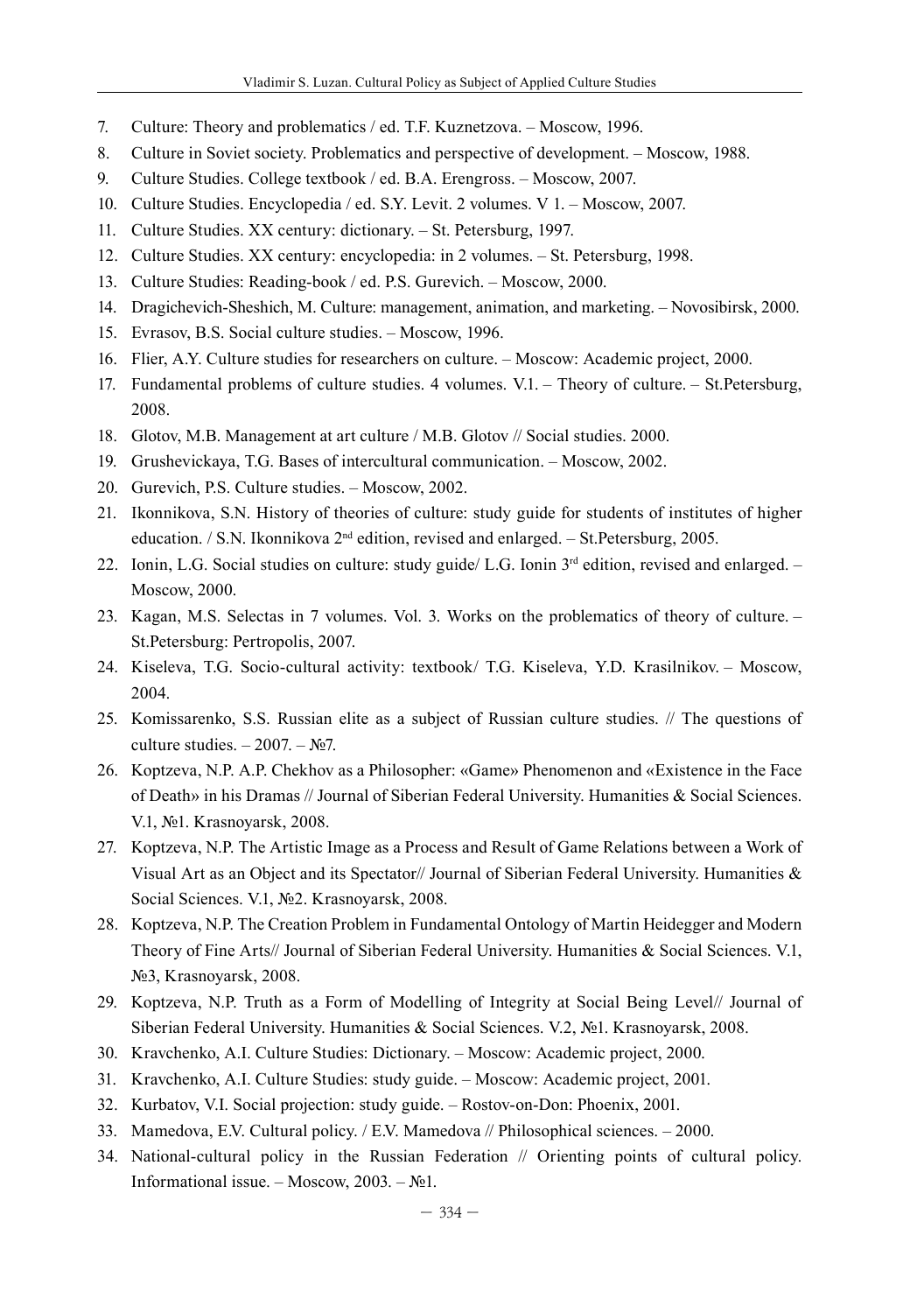7. Culture: Theory and problematics / ed. T.F. Kuznetzova. – Moscow, 1996.
8. Culture in Soviet society. Problematics and perspective of development. – Moscow, 1988.
9. Culture Studies. College textbook / ed. B.A. Erengross. – Moscow, 2007.
10. Culture Studies. Encyclopedia / ed. S.Y. Levit. 2 volumes. V 1. – Moscow, 2007.
11. Culture Studies. XX century: dictionary. – St. Petersburg, 1997.
12. Culture Studies. XX century: encyclopedia: in 2 volumes. – St. Petersburg, 1998.
13. Culture Studies: Reading-book / ed. P.S. Gurevich. – Moscow, 2000.
14. Dragichevich-Sheshich, M. Culture: management, animation, and marketing. – Novosibirsk, 2000.
15. Evrasov, B.S. Social culture studies. – Moscow, 1996.
16. Flier, A.Y. Culture studies for researchers on culture. – Moscow: Academic project, 2000.
17. Fundamental problems of culture studies. 4 volumes. V.1. – Theory of culture. – St.Petersburg, 2008.
18. Glotov, M.B. Management at art culture / M.B. Glotov // Social studies. 2000.
19. Grushevickaya, T.G. Bases of intercultural communication. – Moscow, 2002.
20. Gurevich, P.S. Culture studies. – Moscow, 2002.
21. Ikonnikova, S.N. History of theories of culture: study guide for students of institutes of higher education. / S.N. Ikonnikova 2nd edition, revised and enlarged. – St.Petersburg, 2005.
22. Ionin, L.G. Social studies on culture: study guide/ L.G. Ionin 3rd edition, revised and enlarged. – Moscow, 2000.
23. Kagan, M.S. Selectas in 7 volumes. Vol. 3. Works on the problematics of theory of culture. – St.Petersburg: Pertropolis, 2007.
24. Kiseleva, T.G. Socio-cultural activity: textbook/ T.G. Kiseleva, Y.D. Krasilnikov. – Moscow, 2004.
25. Komissarenko, S.S. Russian elite as a subject of Russian culture studies. // The questions of culture studies. – 2007. – №7.
26. Koptzeva, N.P. A.P. Chekhov as a Philosopher: «Game» Phenomenon and «Existence in the Face of Death» in his Dramas // Journal of Siberian Federal University. Humanities & Social Sciences. V.1, №1. Krasnoyarsk, 2008.
27. Koptzeva, N.P. The Artistic Image as a Process and Result of Game Relations between a Work of Visual Art as an Object and its Spectator// Journal of Siberian Federal University. Humanities & Social Sciences. V.1, №2. Krasnoyarsk, 2008.
28. Koptzeva, N.P. The Creation Problem in Fundamental Ontology of Martin Heidegger and Modern Theory of Fine Arts// Journal of Siberian Federal University. Humanities & Social Sciences. V.1, №3, Krasnoyarsk, 2008.
29. Koptzeva, N.P. Truth as a Form of Modelling of Integrity at Social Being Level// Journal of Siberian Federal University. Humanities & Social Sciences. V.2, №1. Krasnoyarsk, 2008.
30. Kravchenko, A.I. Culture Studies: Dictionary. – Moscow: Academic project, 2000.
31. Kravchenko, A.I. Culture Studies: study guide. – Moscow: Academic project, 2001.
32. Kurbatov, V.I. Social projection: study guide. – Rostov-on-Don: Phoenix, 2001.
33. Mamedova, E.V. Cultural policy. / E.V. Mamedova // Philosophical sciences. – 2000.
34. National-cultural policy in the Russian Federation // Orienting points of cultural policy. Informational issue. – Moscow, 2003. – №1.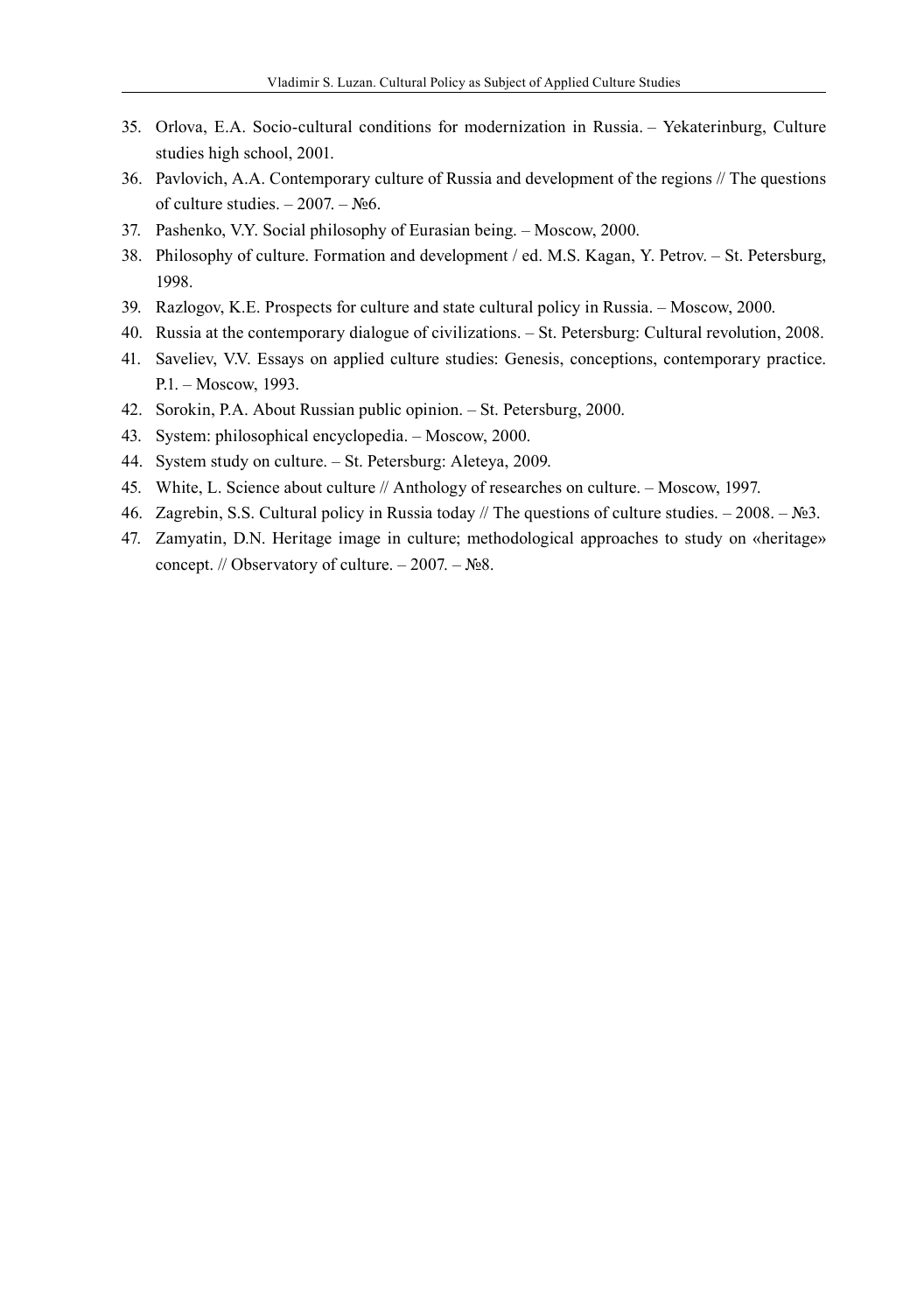35. Orlova, E.A. Socio-cultural conditions for modernization in Russia. – Yekaterinburg, Culture studies high school, 2001.
36. Pavlovich, A.A. Contemporary culture of Russia and development of the regions // The questions of culture studies. – 2007. – №6.
37. Pashenko, V.Y. Social philosophy of Eurasian being. – Moscow, 2000.
38. Philosophy of culture. Formation and development / ed. M.S. Kagan, Y. Petrov. – St. Petersburg, 1998.
39. Razlogov, K.E. Prospects for culture and state cultural policy in Russia. – Moscow, 2000.
40. Russia at the contemporary dialogue of civilizations. – St. Petersburg: Cultural revolution, 2008.
41. Saveliev, V.V. Essays on applied culture studies: Genesis, conceptions, contemporary practice. P.1. – Moscow, 1993.
42. Sorokin, P.A. About Russian public opinion. – St. Petersburg, 2000.
43. System: philosophical encyclopedia. – Moscow, 2000.
44. System study on culture. – St. Petersburg: Aleteya, 2009.
45. White, L. Science about culture // Anthology of researches on culture. – Moscow, 1997.
46. Zagrebin, S.S. Cultural policy in Russia today // The questions of culture studies. – 2008. – №3.
47. Zamyatin, D.N. Heritage image in culture; methodological approaches to study on «heritage» concept. // Observatory of culture. – 2007. – №8.